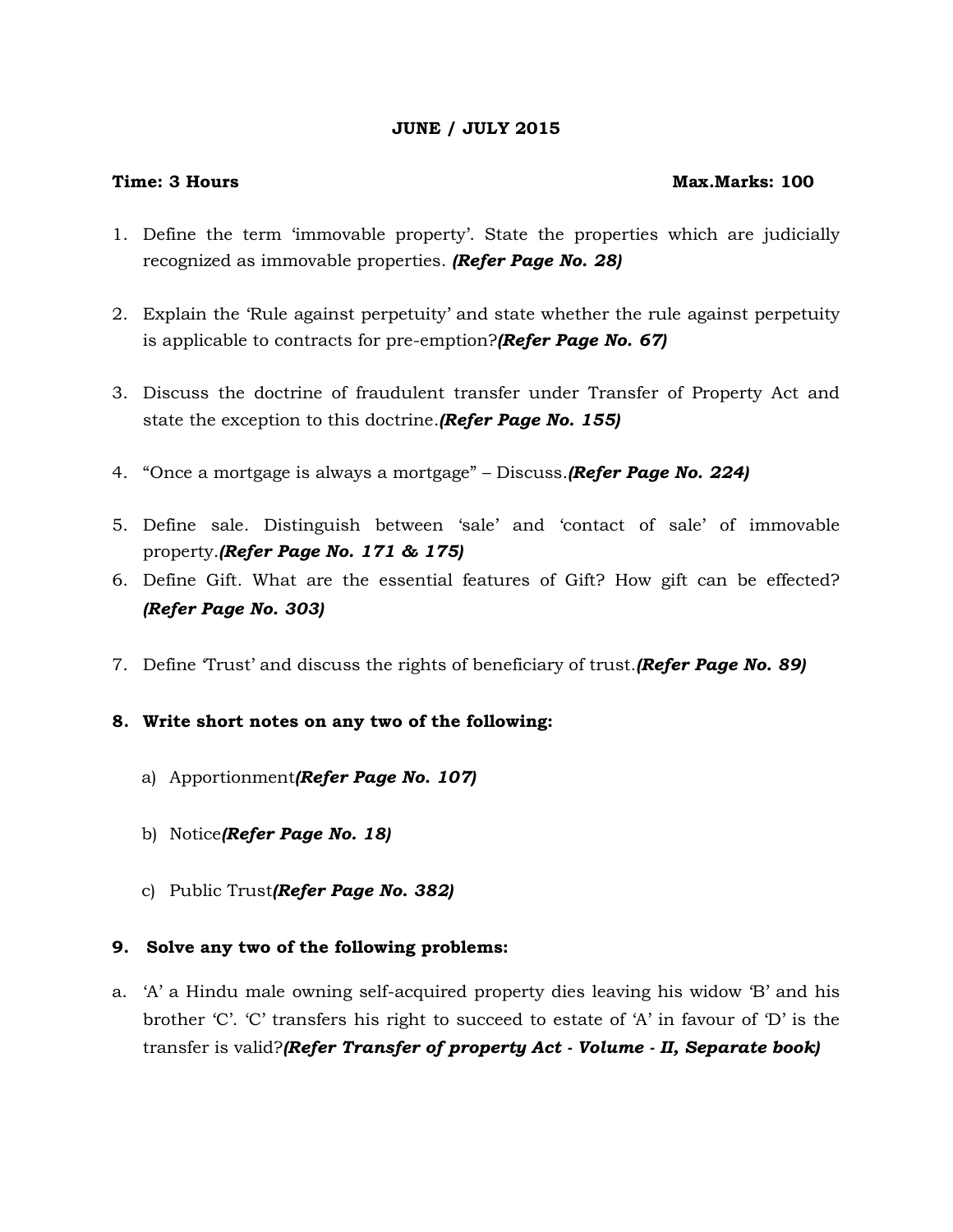**JUNE / JULY 2015**

**Time: 3 Hours** **Max.Marks: 100**

1. Define the term 'immovable property'. State the properties which are judicially recognized as immovable properties. ***(Refer Page No. 28)***

2. Explain the 'Rule against perpetuity' and state whether the rule against perpetuity is applicable to contracts for pre-emption?***(Refer Page No. 67)***

3. Discuss the doctrine of fraudulent transfer under Transfer of Property Act and state the exception to this doctrine.***(Refer Page No. 155)***

4. "Once a mortgage is always a mortgage" – Discuss.***(Refer Page No. 224)***

5. Define sale. Distinguish between 'sale' and 'contact of sale' of immovable property.***(Refer Page No. 171 & 175)***

6. Define Gift. What are the essential features of Gift? How gift can be effected? ***(Refer Page No. 303)***

7. Define 'Trust' and discuss the rights of beneficiary of trust.***(Refer Page No. 89)***

8. **Write short notes on any two of the following:**

   a) Apportionment***(Refer Page No. 107)***

   b) Notice***(Refer Page No. 18)***

   c) Public Trust***(Refer Page No. 382)***

9. **Solve any two of the following problems:**

a. 'A' a Hindu male owning self-acquired property dies leaving his widow 'B' and his brother 'C'. 'C' transfers his right to succeed to estate of 'A' in favour of 'D' is the transfer is valid?***(Refer Transfer of property Act - Volume - II, Separate book)***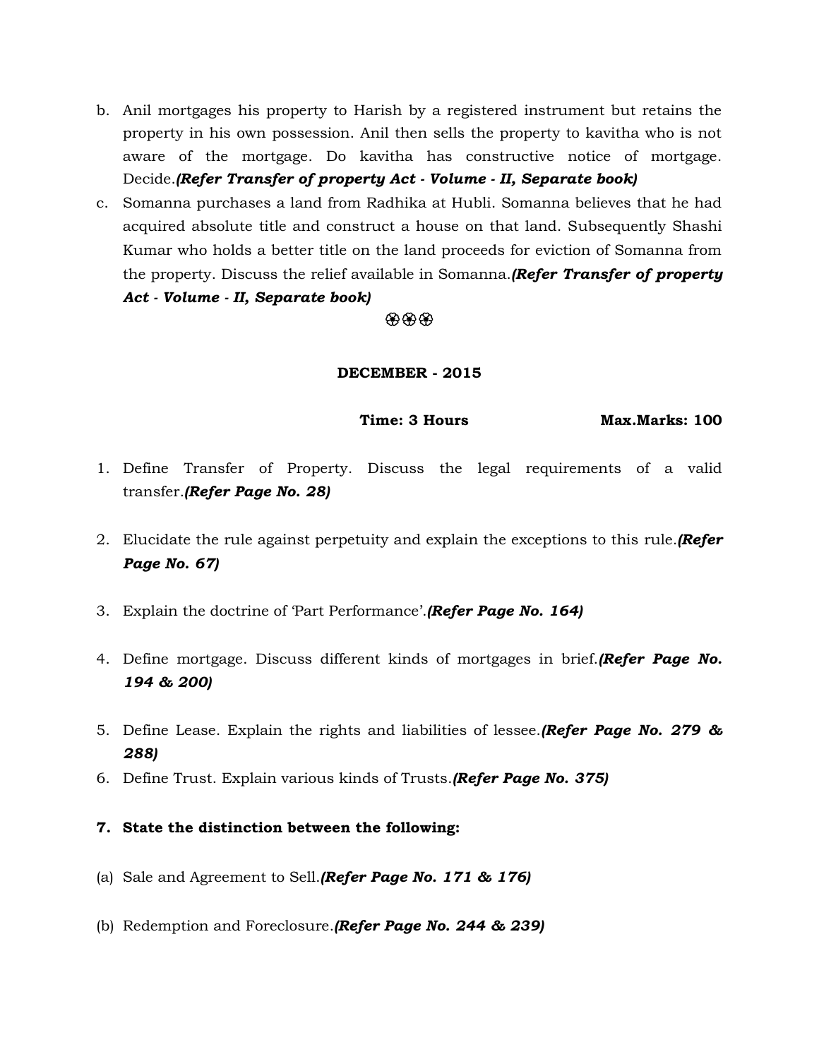b. Anil mortgages his property to Harish by a registered instrument but retains the property in his own possession. Anil then sells the property to kavitha who is not aware of the mortgage. Do kavitha has constructive notice of mortgage. Decide.***(Refer Transfer of property Act - Volume - II, Separate book)***

c. Somanna purchases a land from Radhika at Hubli. Somanna believes that he had acquired absolute title and construct a house on that land. Subsequently Shashi Kumar who holds a better title on the land proceeds for eviction of Somanna from the property. Discuss the relief available in Somanna.***(Refer Transfer of property Act - Volume - II, Separate book)***

❀❀❀

## DECEMBER - 2015

**Time: 3 Hours** **Max.Marks: 100**

1. Define Transfer of Property. Discuss the legal requirements of a valid transfer.***(Refer Page No. 28)***

2. Elucidate the rule against perpetuity and explain the exceptions to this rule.***(Refer Page No. 67)***

3. Explain the doctrine of 'Part Performance'.***(Refer Page No. 164)***

4. Define mortgage. Discuss different kinds of mortgages in brief.***(Refer Page No. 194 & 200)***

5. Define Lease. Explain the rights and liabilities of lessee.***(Refer Page No. 279 & 288)***

6. Define Trust. Explain various kinds of Trusts.***(Refer Page No. 375)***

**7. State the distinction between the following:**

(a) Sale and Agreement to Sell.***(Refer Page No. 171 & 176)***

(b) Redemption and Foreclosure.***(Refer Page No. 244 & 239)***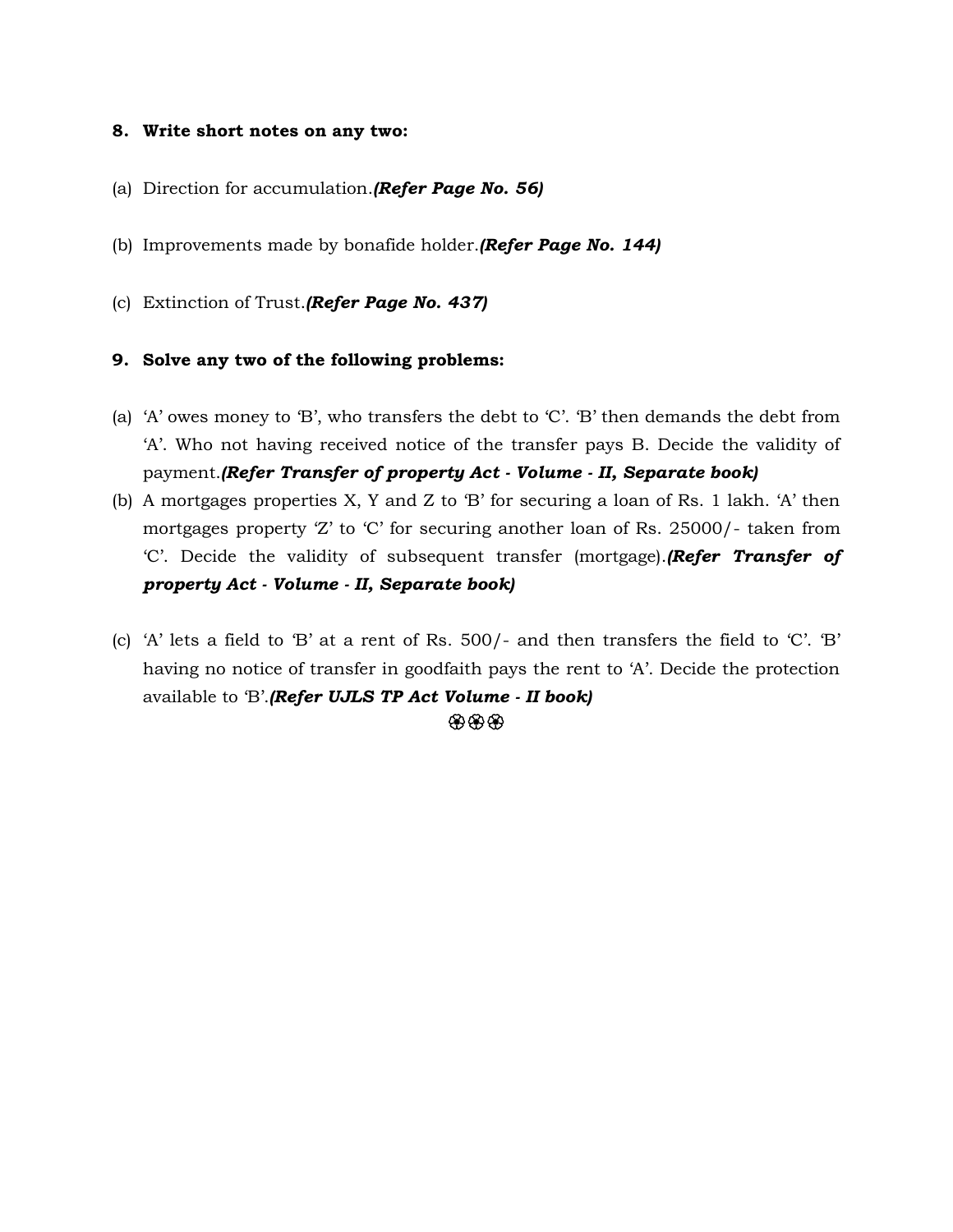**8. Write short notes on any two:**

(a) Direction for accumulation.***(Refer Page No. 56)***

(b) Improvements made by bonafide holder.***(Refer Page No. 144)***

(c) Extinction of Trust.***(Refer Page No. 437)***

**9. Solve any two of the following problems:**

(a) 'A' owes money to 'B', who transfers the debt to 'C'. 'B' then demands the debt from 'A'. Who not having received notice of the transfer pays B. Decide the validity of payment.***(Refer Transfer of property Act - Volume - II, Separate book)***

(b) A mortgages properties X, Y and Z to 'B' for securing a loan of Rs. 1 lakh. 'A' then mortgages property 'Z' to 'C' for securing another loan of Rs. 25000/- taken from 'C'. Decide the validity of subsequent transfer (mortgage).***(Refer Transfer of property Act - Volume - II, Separate book)***

(c) 'A' lets a field to 'B' at a rent of Rs. 500/- and then transfers the field to 'C'. 'B' having no notice of transfer in goodfaith pays the rent to 'A'. Decide the protection available to 'B'.***(Refer UJLS TP Act Volume - II book)***

❀❀❀